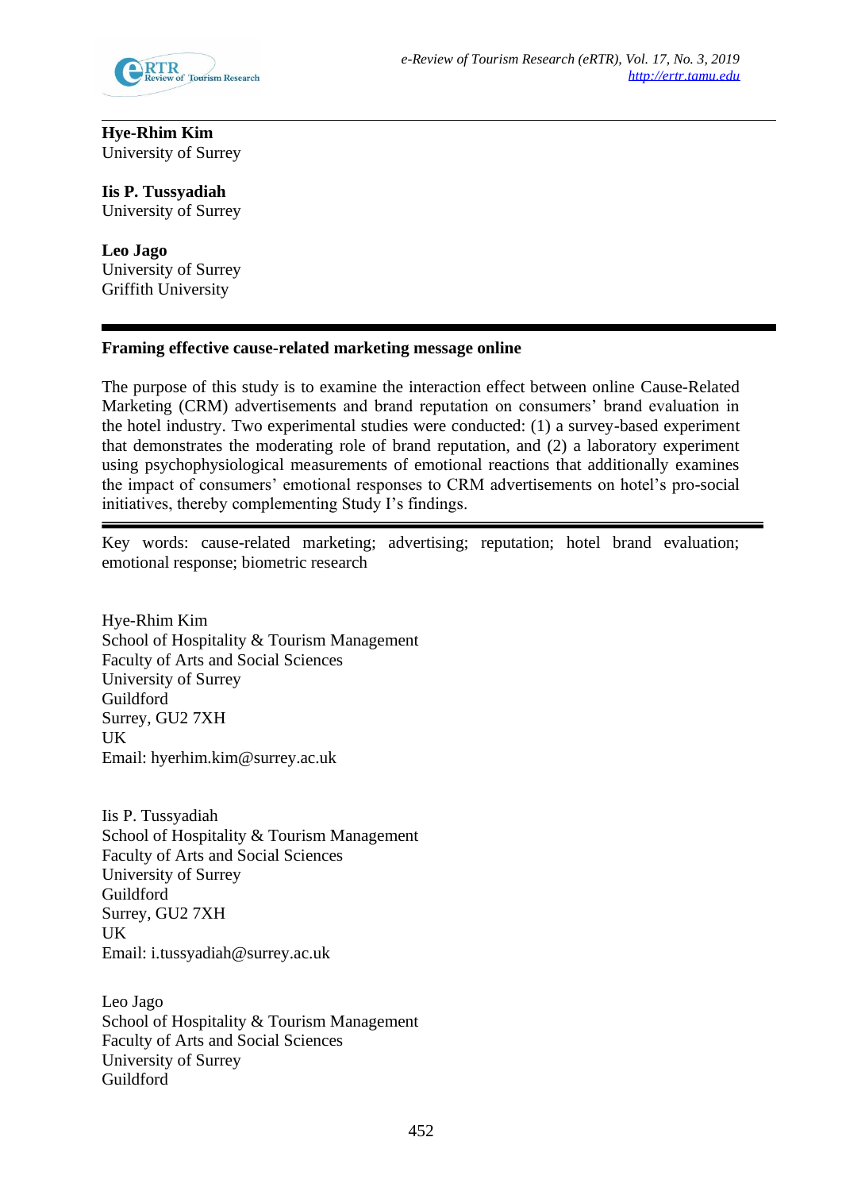**Hye-Rhim Kim**
University of Surrey

**Iis P. Tussyadiah**
University of Surrey

**Leo Jago**
University of Surrey
Griffith University

---

## Framing effective cause-related marketing message online

The purpose of this study is to examine the interaction effect between online Cause-Related Marketing (CRM) advertisements and brand reputation on consumers' brand evaluation in the hotel industry. Two experimental studies were conducted: (1) a survey-based experiment that demonstrates the moderating role of brand reputation, and (2) a laboratory experiment using psychophysiological measurements of emotional reactions that additionally examines the impact of consumers' emotional responses to CRM advertisements on hotel's pro-social initiatives, thereby complementing Study I's findings.

---

Key words: cause-related marketing; advertising; reputation; hotel brand evaluation; emotional response; biometric research

Hye-Rhim Kim
School of Hospitality & Tourism Management
Faculty of Arts and Social Sciences
University of Surrey
Guildford
Surrey, GU2 7XH
UK
Email: hyerhim.kim@surrey.ac.uk

Iis P. Tussyadiah
School of Hospitality & Tourism Management
Faculty of Arts and Social Sciences
University of Surrey
Guildford
Surrey, GU2 7XH
UK
Email: i.tussyadiah@surrey.ac.uk

Leo Jago
School of Hospitality & Tourism Management
Faculty of Arts and Social Sciences
University of Surrey
Guildford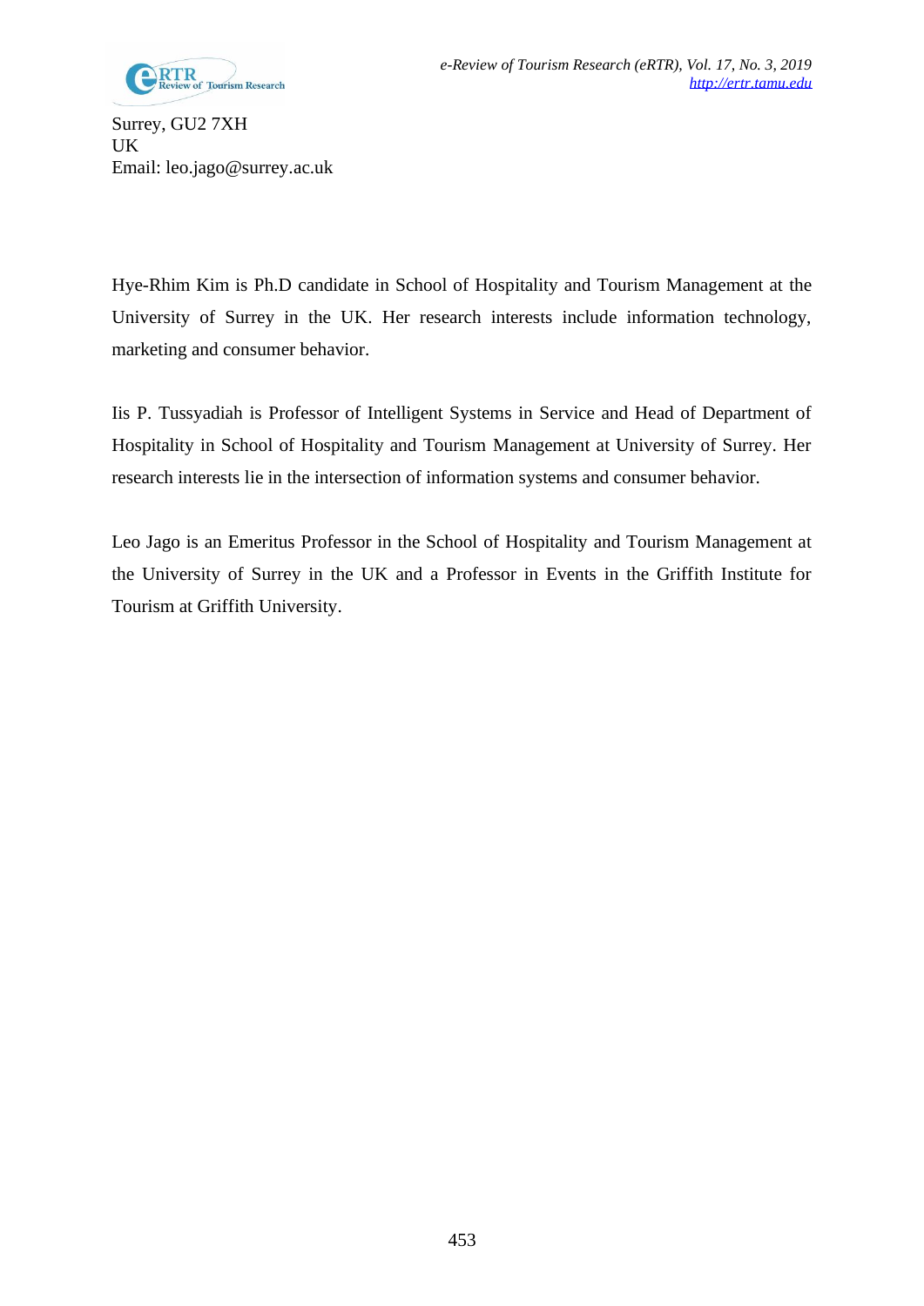Surrey, GU2 7XH
UK
Email: leo.jago@surrey.ac.uk

Hye-Rhim Kim is Ph.D candidate in School of Hospitality and Tourism Management at the University of Surrey in the UK. Her research interests include information technology, marketing and consumer behavior.

Iis P. Tussyadiah is Professor of Intelligent Systems in Service and Head of Department of Hospitality in School of Hospitality and Tourism Management at University of Surrey. Her research interests lie in the intersection of information systems and consumer behavior.

Leo Jago is an Emeritus Professor in the School of Hospitality and Tourism Management at the University of Surrey in the UK and a Professor in Events in the Griffith Institute for Tourism at Griffith University.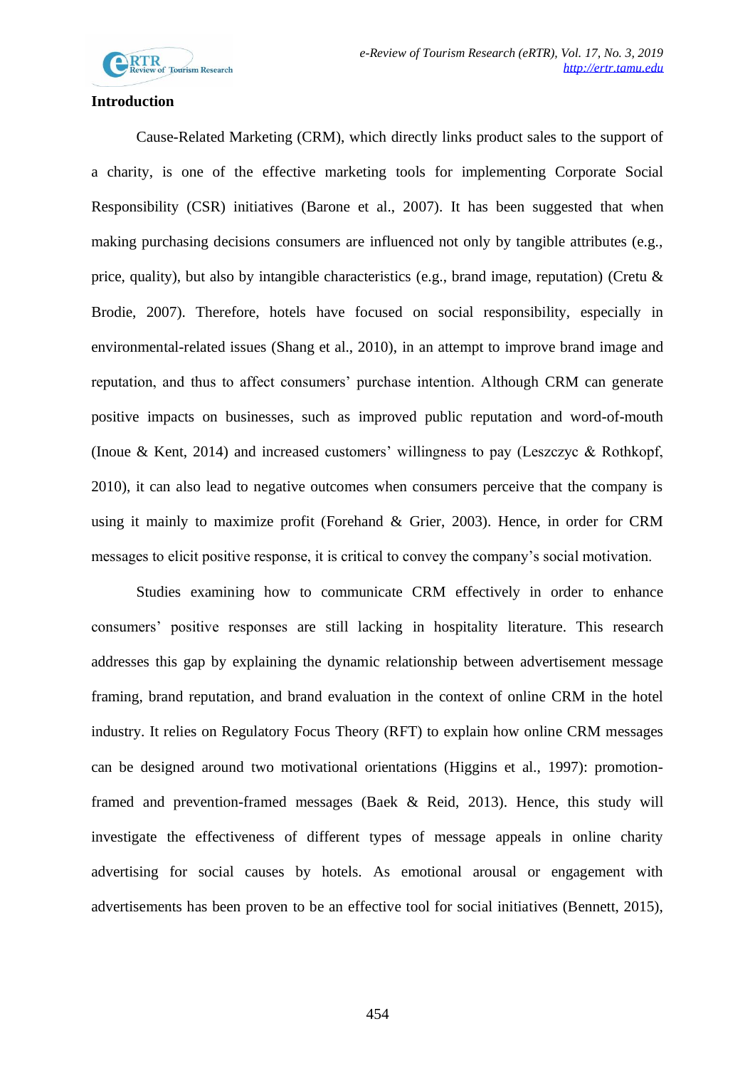## Introduction

Cause-Related Marketing (CRM), which directly links product sales to the support of a charity, is one of the effective marketing tools for implementing Corporate Social Responsibility (CSR) initiatives (Barone et al., 2007). It has been suggested that when making purchasing decisions consumers are influenced not only by tangible attributes (e.g., price, quality), but also by intangible characteristics (e.g., brand image, reputation) (Cretu & Brodie, 2007). Therefore, hotels have focused on social responsibility, especially in environmental-related issues (Shang et al., 2010), in an attempt to improve brand image and reputation, and thus to affect consumers' purchase intention. Although CRM can generate positive impacts on businesses, such as improved public reputation and word-of-mouth (Inoue & Kent, 2014) and increased customers' willingness to pay (Leszczyc & Rothkopf, 2010), it can also lead to negative outcomes when consumers perceive that the company is using it mainly to maximize profit (Forehand & Grier, 2003). Hence, in order for CRM messages to elicit positive response, it is critical to convey the company's social motivation.

Studies examining how to communicate CRM effectively in order to enhance consumers' positive responses are still lacking in hospitality literature. This research addresses this gap by explaining the dynamic relationship between advertisement message framing, brand reputation, and brand evaluation in the context of online CRM in the hotel industry. It relies on Regulatory Focus Theory (RFT) to explain how online CRM messages can be designed around two motivational orientations (Higgins et al., 1997): promotion-framed and prevention-framed messages (Baek & Reid, 2013). Hence, this study will investigate the effectiveness of different types of message appeals in online charity advertising for social causes by hotels. As emotional arousal or engagement with advertisements has been proven to be an effective tool for social initiatives (Bennett, 2015),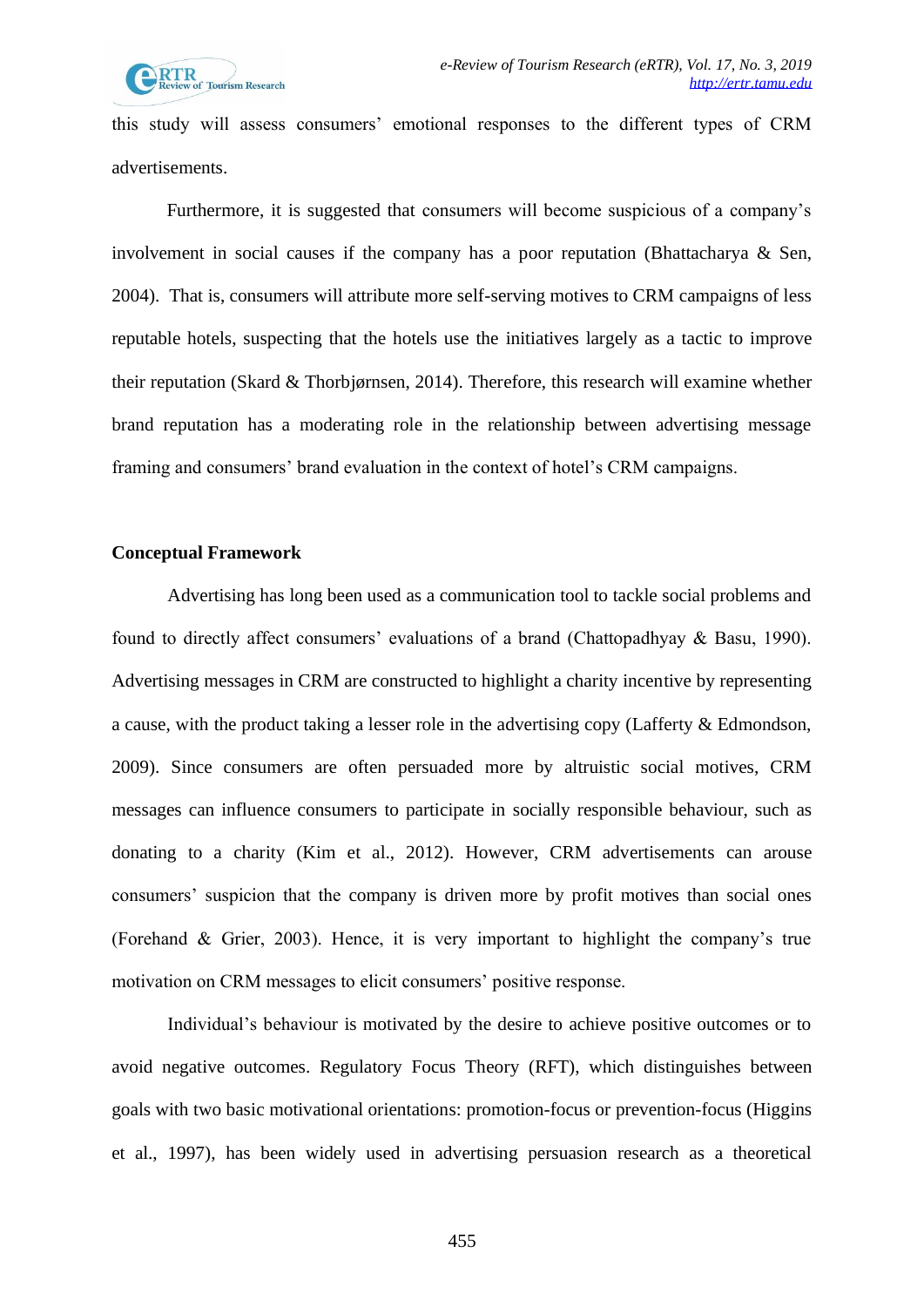this study will assess consumers' emotional responses to the different types of CRM advertisements.

Furthermore, it is suggested that consumers will become suspicious of a company's involvement in social causes if the company has a poor reputation (Bhattacharya & Sen, 2004). That is, consumers will attribute more self-serving motives to CRM campaigns of less reputable hotels, suspecting that the hotels use the initiatives largely as a tactic to improve their reputation (Skard & Thorbjørnsen, 2014). Therefore, this research will examine whether brand reputation has a moderating role in the relationship between advertising message framing and consumers' brand evaluation in the context of hotel's CRM campaigns.

## Conceptual Framework

Advertising has long been used as a communication tool to tackle social problems and found to directly affect consumers' evaluations of a brand (Chattopadhyay & Basu, 1990). Advertising messages in CRM are constructed to highlight a charity incentive by representing a cause, with the product taking a lesser role in the advertising copy (Lafferty & Edmondson, 2009). Since consumers are often persuaded more by altruistic social motives, CRM messages can influence consumers to participate in socially responsible behaviour, such as donating to a charity (Kim et al., 2012). However, CRM advertisements can arouse consumers' suspicion that the company is driven more by profit motives than social ones (Forehand & Grier, 2003). Hence, it is very important to highlight the company's true motivation on CRM messages to elicit consumers' positive response.

Individual's behaviour is motivated by the desire to achieve positive outcomes or to avoid negative outcomes. Regulatory Focus Theory (RFT), which distinguishes between goals with two basic motivational orientations: promotion-focus or prevention-focus (Higgins et al., 1997), has been widely used in advertising persuasion research as a theoretical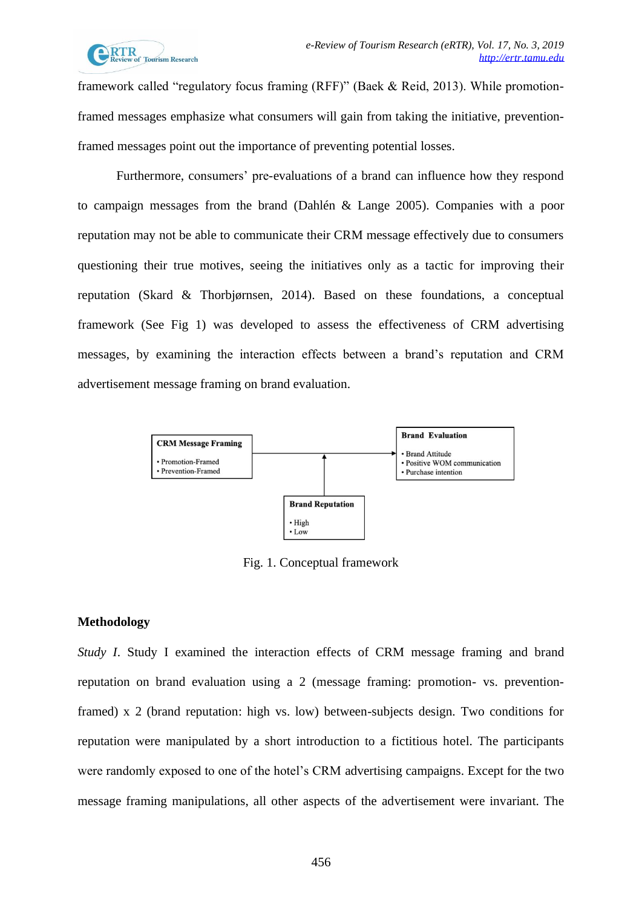framework called "regulatory focus framing (RFF)" (Baek & Reid, 2013). While promotion-framed messages emphasize what consumers will gain from taking the initiative, prevention-framed messages point out the importance of preventing potential losses.

Furthermore, consumers' pre-evaluations of a brand can influence how they respond to campaign messages from the brand (Dahlén & Lange 2005). Companies with a poor reputation may not be able to communicate their CRM message effectively due to consumers questioning their true motives, seeing the initiatives only as a tactic for improving their reputation (Skard & Thorbjørnsen, 2014). Based on these foundations, a conceptual framework (See Fig 1) was developed to assess the effectiveness of CRM advertising messages, by examining the interaction effects between a brand's reputation and CRM advertisement message framing on brand evaluation.

**CRM Message Framing**
- Promotion-Framed
- Prevention-Framed

**Brand Evaluation**
- Brand Attitude
- Positive WOM communication
- Purchase intention

**Brand Reputation**
- High
- Low

Fig. 1. Conceptual framework

## Methodology

*Study I.* Study I examined the interaction effects of CRM message framing and brand reputation on brand evaluation using a 2 (message framing: promotion- vs. prevention-framed) x 2 (brand reputation: high vs. low) between-subjects design. Two conditions for reputation were manipulated by a short introduction to a fictitious hotel. The participants were randomly exposed to one of the hotel's CRM advertising campaigns. Except for the two message framing manipulations, all other aspects of the advertisement were invariant. The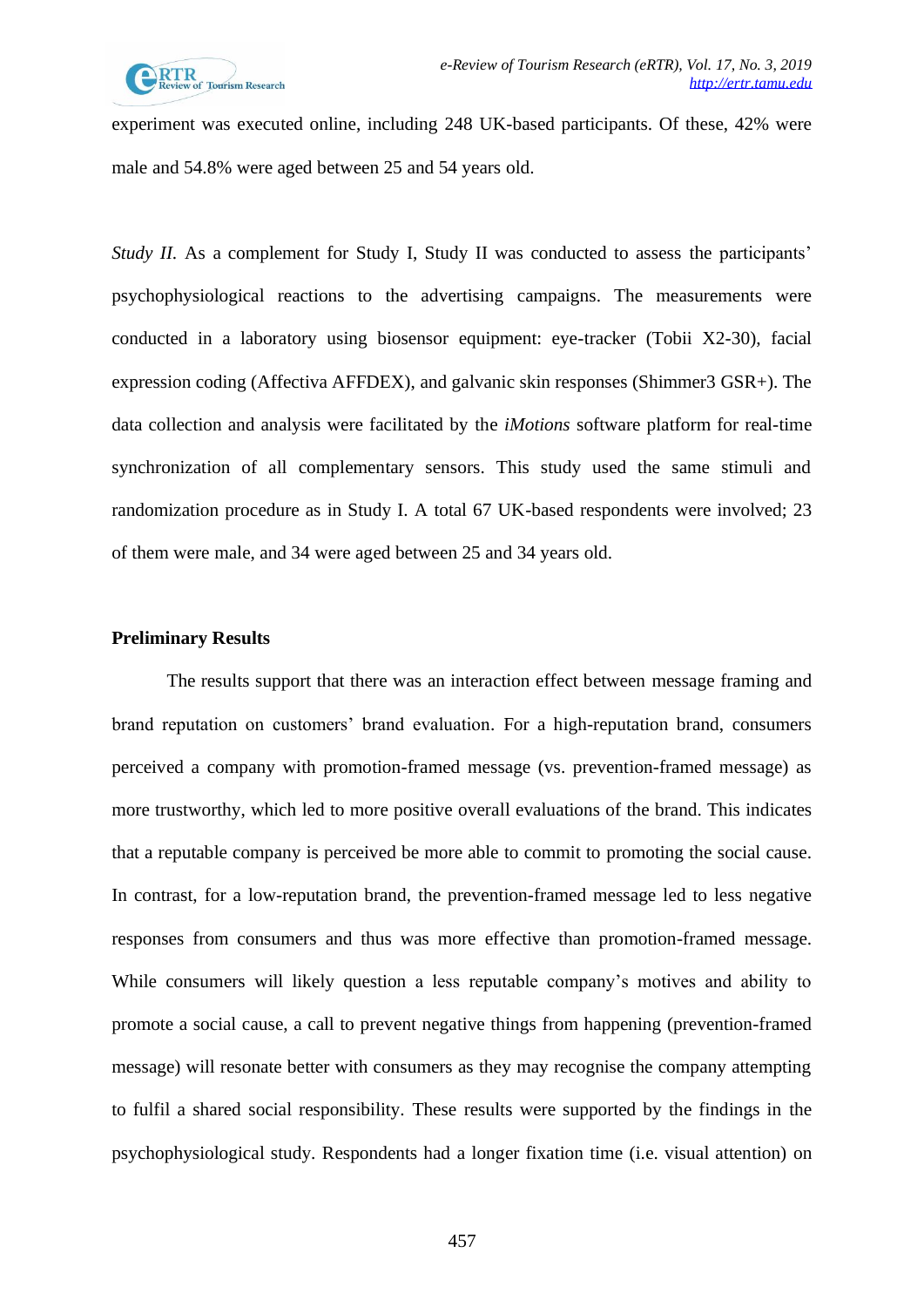experiment was executed online, including 248 UK-based participants. Of these, 42% were male and 54.8% were aged between 25 and 54 years old.

*Study II.* As a complement for Study I, Study II was conducted to assess the participants' psychophysiological reactions to the advertising campaigns. The measurements were conducted in a laboratory using biosensor equipment: eye-tracker (Tobii X2-30), facial expression coding (Affectiva AFFDEX), and galvanic skin responses (Shimmer3 GSR+). The data collection and analysis were facilitated by the *iMotions* software platform for real-time synchronization of all complementary sensors. This study used the same stimuli and randomization procedure as in Study I. A total 67 UK-based respondents were involved; 23 of them were male, and 34 were aged between 25 and 34 years old.

**Preliminary Results**

The results support that there was an interaction effect between message framing and brand reputation on customers' brand evaluation. For a high-reputation brand, consumers perceived a company with promotion-framed message (vs. prevention-framed message) as more trustworthy, which led to more positive overall evaluations of the brand. This indicates that a reputable company is perceived be more able to commit to promoting the social cause. In contrast, for a low-reputation brand, the prevention-framed message led to less negative responses from consumers and thus was more effective than promotion-framed message. While consumers will likely question a less reputable company's motives and ability to promote a social cause, a call to prevent negative things from happening (prevention-framed message) will resonate better with consumers as they may recognise the company attempting to fulfil a shared social responsibility. These results were supported by the findings in the psychophysiological study. Respondents had a longer fixation time (i.e. visual attention) on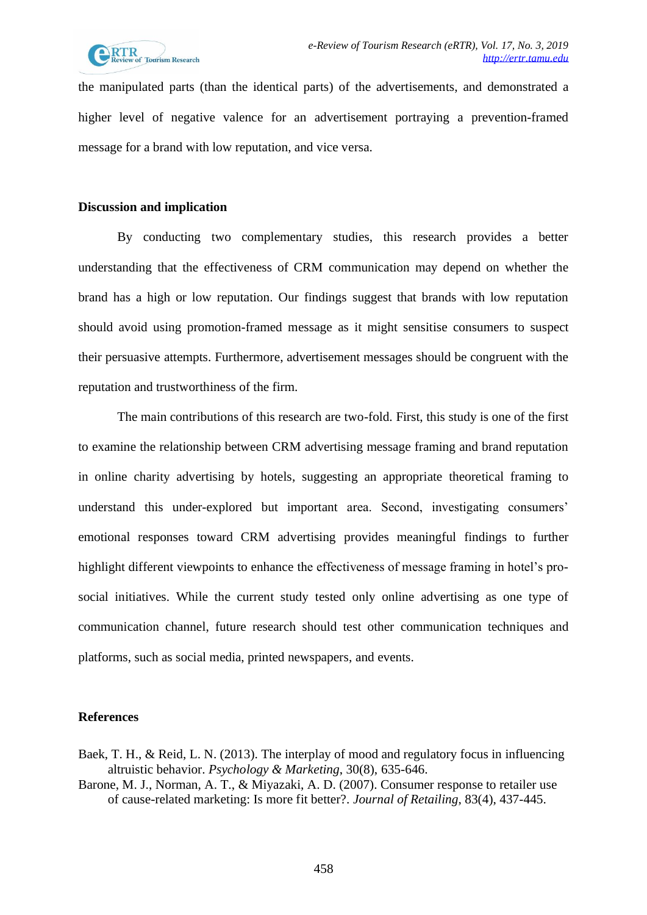the manipulated parts (than the identical parts) of the advertisements, and demonstrated a higher level of negative valence for an advertisement portraying a prevention-framed message for a brand with low reputation, and vice versa.

## Discussion and implication

By conducting two complementary studies, this research provides a better understanding that the effectiveness of CRM communication may depend on whether the brand has a high or low reputation. Our findings suggest that brands with low reputation should avoid using promotion-framed message as it might sensitise consumers to suspect their persuasive attempts. Furthermore, advertisement messages should be congruent with the reputation and trustworthiness of the firm.

The main contributions of this research are two-fold. First, this study is one of the first to examine the relationship between CRM advertising message framing and brand reputation in online charity advertising by hotels, suggesting an appropriate theoretical framing to understand this under-explored but important area. Second, investigating consumers' emotional responses toward CRM advertising provides meaningful findings to further highlight different viewpoints to enhance the effectiveness of message framing in hotel's pro-social initiatives. While the current study tested only online advertising as one type of communication channel, future research should test other communication techniques and platforms, such as social media, printed newspapers, and events.

## References

Baek, T. H., & Reid, L. N. (2013). The interplay of mood and regulatory focus in influencing altruistic behavior. *Psychology & Marketing*, 30(8), 635-646.

Barone, M. J., Norman, A. T., & Miyazaki, A. D. (2007). Consumer response to retailer use of cause-related marketing: Is more fit better?. *Journal of Retailing*, 83(4), 437-445.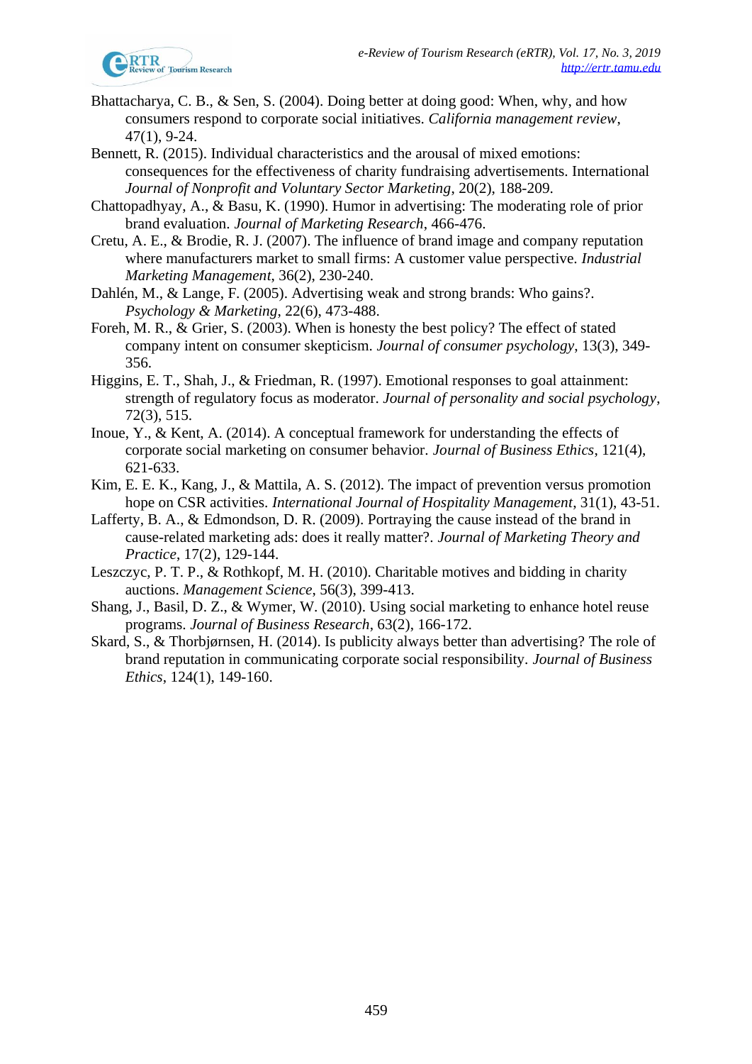Bhattacharya, C. B., & Sen, S. (2004). Doing better at doing good: When, why, and how consumers respond to corporate social initiatives. *California management review*, 47(1), 9-24.

Bennett, R. (2015). Individual characteristics and the arousal of mixed emotions: consequences for the effectiveness of charity fundraising advertisements. International *Journal of Nonprofit and Voluntary Sector Marketing*, 20(2), 188-209.

Chattopadhyay, A., & Basu, K. (1990). Humor in advertising: The moderating role of prior brand evaluation. *Journal of Marketing Research*, 466-476.

Cretu, A. E., & Brodie, R. J. (2007). The influence of brand image and company reputation where manufacturers market to small firms: A customer value perspective. *Industrial Marketing Management*, 36(2), 230-240.

Dahlén, M., & Lange, F. (2005). Advertising weak and strong brands: Who gains?. *Psychology & Marketing*, 22(6), 473-488.

Foreh, M. R., & Grier, S. (2003). When is honesty the best policy? The effect of stated company intent on consumer skepticism. *Journal of consumer psychology*, 13(3), 349-356.

Higgins, E. T., Shah, J., & Friedman, R. (1997). Emotional responses to goal attainment: strength of regulatory focus as moderator. *Journal of personality and social psychology*, 72(3), 515.

Inoue, Y., & Kent, A. (2014). A conceptual framework for understanding the effects of corporate social marketing on consumer behavior. *Journal of Business Ethics*, 121(4), 621-633.

Kim, E. E. K., Kang, J., & Mattila, A. S. (2012). The impact of prevention versus promotion hope on CSR activities. *International Journal of Hospitality Management*, 31(1), 43-51.

Lafferty, B. A., & Edmondson, D. R. (2009). Portraying the cause instead of the brand in cause-related marketing ads: does it really matter?. *Journal of Marketing Theory and Practice*, 17(2), 129-144.

Leszczyc, P. T. P., & Rothkopf, M. H. (2010). Charitable motives and bidding in charity auctions. *Management Science*, 56(3), 399-413.

Shang, J., Basil, D. Z., & Wymer, W. (2010). Using social marketing to enhance hotel reuse programs. *Journal of Business Research*, 63(2), 166-172.

Skard, S., & Thorbjørnsen, H. (2014). Is publicity always better than advertising? The role of brand reputation in communicating corporate social responsibility. *Journal of Business Ethics*, 124(1), 149-160.